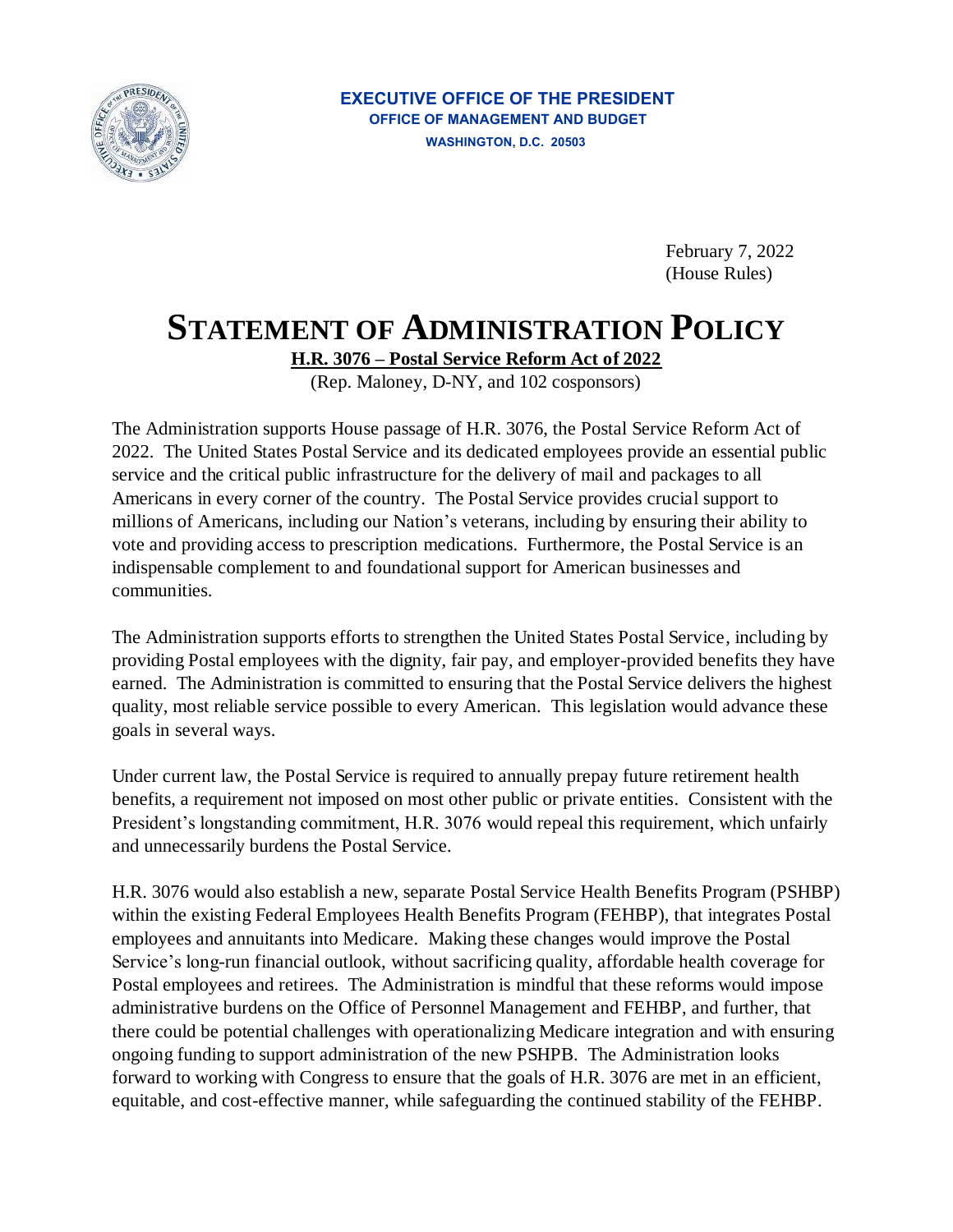**EXECUTIVE OFFICE OF THE PRESIDENT**
**OFFICE OF MANAGEMENT AND BUDGET**
**WASHINGTON, D.C. 20503**

February 7, 2022
(House Rules)

# STATEMENT OF ADMINISTRATION POLICY

**H.R. 3076 – Postal Service Reform Act of 2022**

(Rep. Maloney, D-NY, and 102 cosponsors)

The Administration supports House passage of H.R. 3076, the Postal Service Reform Act of 2022. The United States Postal Service and its dedicated employees provide an essential public service and the critical public infrastructure for the delivery of mail and packages to all Americans in every corner of the country. The Postal Service provides crucial support to millions of Americans, including our Nation's veterans, including by ensuring their ability to vote and providing access to prescription medications. Furthermore, the Postal Service is an indispensable complement to and foundational support for American businesses and communities.

The Administration supports efforts to strengthen the United States Postal Service, including by providing Postal employees with the dignity, fair pay, and employer-provided benefits they have earned. The Administration is committed to ensuring that the Postal Service delivers the highest quality, most reliable service possible to every American. This legislation would advance these goals in several ways.

Under current law, the Postal Service is required to annually prepay future retirement health benefits, a requirement not imposed on most other public or private entities. Consistent with the President's longstanding commitment, H.R. 3076 would repeal this requirement, which unfairly and unnecessarily burdens the Postal Service.

H.R. 3076 would also establish a new, separate Postal Service Health Benefits Program (PSHBP) within the existing Federal Employees Health Benefits Program (FEHBP), that integrates Postal employees and annuitants into Medicare. Making these changes would improve the Postal Service's long-run financial outlook, without sacrificing quality, affordable health coverage for Postal employees and retirees. The Administration is mindful that these reforms would impose administrative burdens on the Office of Personnel Management and FEHBP, and further, that there could be potential challenges with operationalizing Medicare integration and with ensuring ongoing funding to support administration of the new PSHPB. The Administration looks forward to working with Congress to ensure that the goals of H.R. 3076 are met in an efficient, equitable, and cost-effective manner, while safeguarding the continued stability of the FEHBP.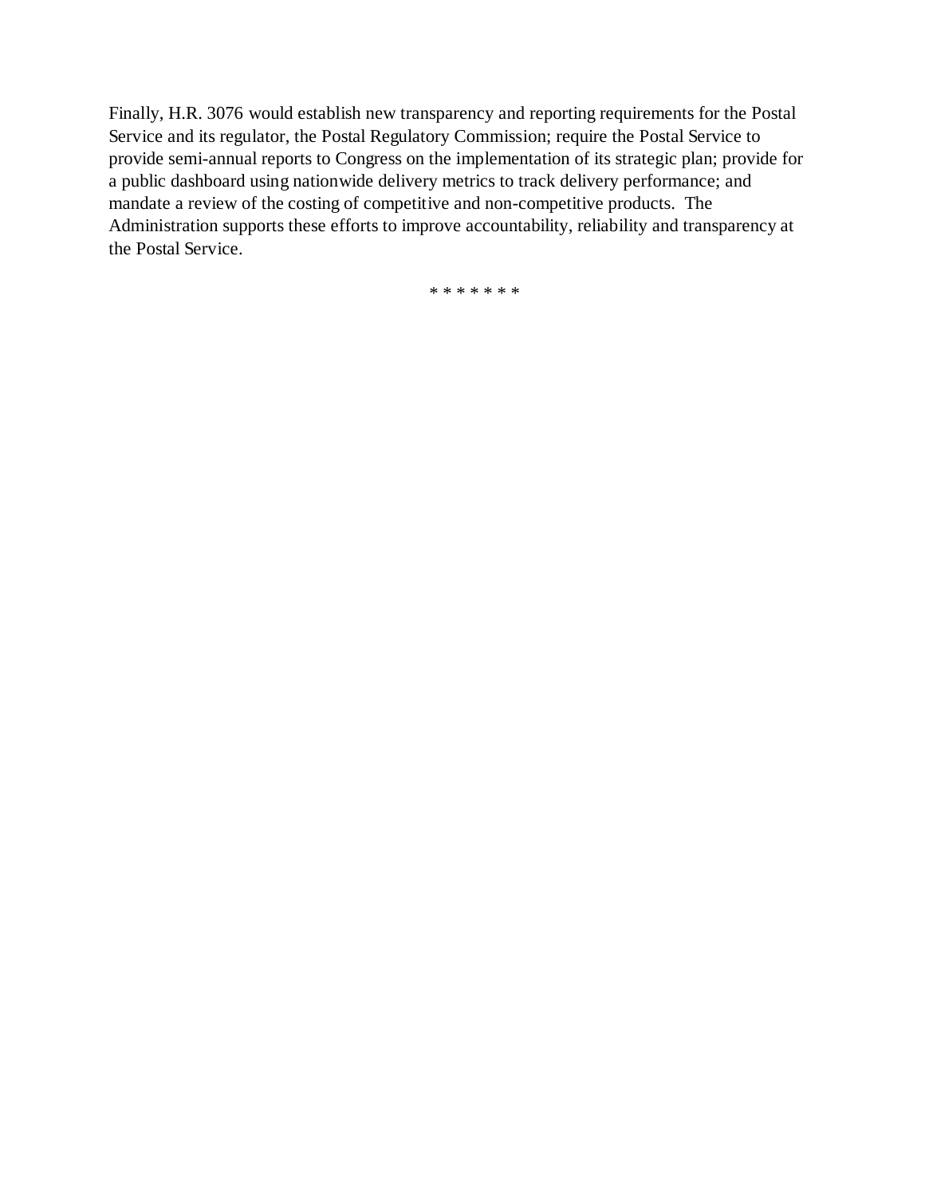Finally, H.R. 3076 would establish new transparency and reporting requirements for the Postal Service and its regulator, the Postal Regulatory Commission; require the Postal Service to provide semi-annual reports to Congress on the implementation of its strategic plan; provide for a public dashboard using nationwide delivery metrics to track delivery performance; and mandate a review of the costing of competitive and non-competitive products. The Administration supports these efforts to improve accountability, reliability and transparency at the Postal Service.

* * * * * * *